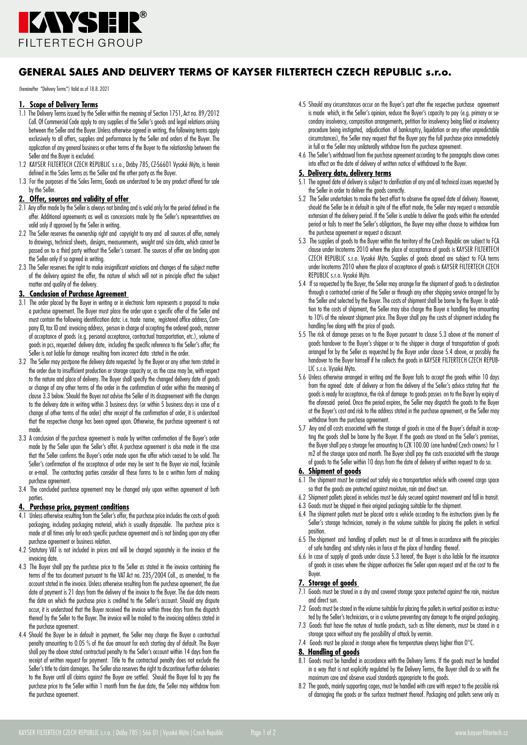# GENERAL SALES AND DELIVERY TERMS OF KAYSER FILTERTECH CZECH REPUBLIC s.r.o.

(hereinafter "Delivery Terms") Valid as of 18.8. 2021

## 1. Scope of Delivery Terms

1.1 The Delivery Terms issued by the Seller within the meaning of Section 1751, Act no. 89/2012 Coll. Of Commercial Code apply to any supplies of the Seller's goods and legal relations arising between the Seller and the Buyer. Unless otherwise agreed in writing, the following terms apply exclusively to all offers, supplies and performance by the Seller and orders of the Buyer. The application of any general business or other terms of the Buyer to the relationship between the Seller and the Buyer is excluded.

1.2 KAYSER FILTERTECH CZECH REPUBLIC s.r.o., Dráby 785, CZ-56601 Vysoké Mýto, is herein defined in the Sales Terms as the Seller and the other party as the Buyer.

1.3 For the purposes of the Sales Terms, Goods are understood to be any product offered for sale by the Seller.

## 2. Offer, sources and validity of offer

2.1 Any offer made by the Seller is always not binding and is valid only for the period defined in the offer. Additional agreements as well as concessions made by the Seller's representatives are valid only if approved by the Seller in writing.

2.2 The Seller reserves the ownership right and copyright to any and all sources of offer, namely to drawings, technical sheets, designs, measurements, weight and size data, which cannot be passed on to a third party without the Seller's consent. The sources of offer are binding upon the Seller only if so agreed in writing.

2.3 The Seller reserves the right to make insignificant variations and changes of the subject matter of the delivery against the offer, the nature of which will not in principle affect the subject matter and quality of the delivery.

## 3. Conclusion of Purchase Agreement

3.1 The order placed by the Buyer in writing or in electronic form represents a proposal to make a purchase agreement. The Buyer must place the order upon a specific offer of the Seller and must contain the following identification data: i.e. trade name, registered office address, Company ID, tax ID and invoicing address, person in charge of accepting the ordered goods, manner of acceptance of goods (e.g. personal acceptance, contractual transportation, etc.), volume of goods in pcs, requested delivery date, including the specific reference to the Seller's offer; the Seller is not liable for damage resulting from incorrect data stated in the order.

3.2 The Seller may postpone the delivery date requested by the Buyer or any other term stated in the order due to insufficient production or storage capacity or, as the case may be, with respect to the nature and place of delivery. The Buyer shall specify the changed delivery date of goods or change of any other terms of the order in the confirmation of order within the meaning of clause 3.3 below. Should the Buyer not advise the Seller of its disagreement with the changes to the delivery date in writing within 3 business days (or within 5 business days in case of a change of other terms of the order) after receipt of the confirmation of order, it is understood that the respective change has been agreed upon. Otherwise, the purchase agreement is not made.

3.3 A conclusion of the purchase agreement is made by written confirmation of the Buyer's order made by the Seller upon the Seller's offer. A purchase agreement is also made in the case that the Seller confirms the Buyer's order made upon the offer which ceased to be valid. The Seller's confirmation of the acceptance of order may be sent to the Buyer via mail, facsimile or e-mail. The contracting parties consider all these forms to be a written form of making purchase agreement.

3.4 The concluded purchase agreement may be changed only upon written agreement of both parties.

## 4. Purchase price, payment conditions

4.1 Unless otherwise resulting from the Seller's offer, the purchase price includes the costs of goods packaging, including packaging material, which is usually disposable. The purchase price is made at all times only for each specific purchase agreement and is not binding upon any other purchase agreement or business relation.

4.2 Statutory VAT is not included in prices and will be charged separately in the invoice at the invoicing date.

4.3 The Buyer shall pay the purchase price to the Seller as stated in the invoice containing the terms of the tax document pursuant to the VAT Act no. 235/2004 Coll., as amended, to the account stated in the invoice. Unless otherwise resulting from the purchase agreement, the due date of payment is 21 days from the delivery of the invoice to the Buyer. The due date means the date on which the purchase price is credited to the Seller's account. Should any dispute occur, it is understood that the Buyer received the invoice within three days from the dispatch thereof by the Seller to the Buyer. The invoice will be mailed to the invoicing address stated in the purchase agreement.

4.4 Should the Buyer be in default in payment, the Seller may charge the Buyer a contractual penalty amounting to 0.05 % of the due amount for each starting day of default. The Buyer shall pay the above stated contractual penalty to the Seller's account within 14 days from the receipt of written request for payment. Title to the contractual penalty does not exclude the Seller's title to claim damages. The Seller also reserves the right to discontinue further deliveries to the Buyer until all claims against the Buyer are settled. Should the Buyer fail to pay the purchase price to the Seller within 1 month from the due date, the Seller may withdraw from the purchase agreement.

4.5 Should any circumstances occur on the Buyer's part after the respective purchase agreement is made which, in the Seller's opinion, reduce the Buyer's capacity to pay (e.g. primary or secondary insolvency, composition arrangements, petition for insolvency being filed or insolvency procedure being instigated, adjudication of bankruptcy, liquidation or any other unpredictable circumstances), the Seller may request that the Buyer pay the full purchase price immediately in full or the Seller may unilaterally withdraw from the purchase agreement.

4.6 The Seller's withdrawal from the purchase agreement according to the paragraphs above comes into effect on the date of delivery of written notice of withdrawal to the Buyer.

## 5. Delivery date, delivery terms

5.1 The agreed date of delivery is subject to clarification of any and all technical issues requested by the Seller in order to deliver the goods correctly.

5.2 The Seller undertakes to make the best effort to observe the agreed date of delivery. However, should the Seller be in default in spite of the effort made, the Seller may request a reasonable extension of the delivery period. If the Seller is unable to deliver the goods within the extended period or fails to meet the Seller's obligations, the Buyer may either choose to withdraw from the purchase agreement or request a discount.

5.3 The supplies of goods to the Buyer within the territory of the Czech Republic are subject to FCA clause under Incoterms 2010 where the place of acceptance of goods is KAYSER FILTERTECH CZECH REPUBLIC s.r.o. Vysoké Mýto. Supplies of goods abroad are subject to FCA terms under Incoterms 2010 where the place of acceptance of goods is KAYSER FILTERTECH CZECH REPUBLIC s.r.o. Vysoké Mýto.

5.4 If so requested by the Buyer, the Seller may arrange for the shipment of goods to a destination through a contracted carrier of the Seller or through any other shipping service arranged for by the Seller and selected by the Buyer. The costs of shipment shall be borne by the Buyer. In addition to the costs of shipment, the Seller may also charge the Buyer a handling fee amounting to 10% of the relevant shipment price. The Buyer shall pay the costs of shipment including the handling fee along with the price of goods.

5.5 The risk of damage passes on to the Buyer pursuant to clause 5.3 above at the moment of goods handover to the Buyer's shipper or to the shipper in charge of transportation of goods arranged for by the Seller as requested by the Buyer under clause 5.4 above, or possibly the handover to the Buyer himself if he collects the goods in KAYSER FILTERTECH CZECH REPUBLIC s.r.o. Vysoké Mýto.

5.6 Unless otherwise arranged in writing and the Buyer fails to accept the goods within 10 days from the agreed date of delivery or from the delivery of the Seller's advice stating that the goods is ready for acceptance, the risk of damage to goods passes on to the Buyer by expiry of the aforesaid period. Once the period expires, the Seller may dispatch the goods to the Buyer at the Buyer's cost and risk to the address stated in the purchase agreement, or the Seller may withdraw from the purchase agreement.

5.7 Any and all costs associated with the storage of goods in case of the Buyer's default in accepting the goods shall be borne by the Buyer. If the goods are stored on the Seller's premises, the Buyer shall pay a storage fee amounting to CZK 100.00 (one hundred Czech crowns) for 1 m2 of the storage space and month. The Buyer shall pay the costs associated with the storage of goods to the Seller within 10 days from the date of delivery of written request to do so.

## 6. Shipment of goods

6.1 The shipment must be carried out safely via a transportation vehicle with covered cargo space so that the goods are protected against moisture, rain and direct sun.

6.2 Shipment pallets placed in vehicles must be duly secured against movement and fall in transit.

6.3 Goods must be shipped in their original packaging suitable for the shipment.

6.4 The shipment pallets must be placed onto a vehicle according to the instructions given by the Seller's storage technician, namely in the volume suitable for placing the pallets in vertical position.

6.5 The shipment and handling of pallets must be at all times in accordance with the principles of safe handling and safety rules in force at the place of handling thereof.

6.6 In case of supply of goods under clause 5.3 hereof, the Buyer is also liable for the insurance of goods in cases where the shipper authorizes the Seller upon request and at the cost to the Buyer.

## 7. Storage of goods

7.1 Goods must be stored in a dry and covered storage space protected against the rain, moisture and direct sun.

7.2 Goods must be stored in the volume suitable for placing the pallets in vertical position as instructed by the Seller's technicians, or in a volume preventing any damage to the original packaging.

7.3 Goods that have the nature of textile products, such as filter elements, must be stored in a storage space without any the possibility of attack by vermin.

7.4 Goods must be placed in storage where the temperature always higher than 0°C.

## 8. Handling of goods

8.1 Goods must be handled in accordance with the Delivery Terms. If the goods must be handled in a way that is not explicitly regulated by the Delivery Terms, the Buyer shall do so with the maximum care and observe usual standards appropriate to the goods.

8.2 The goods, mainly supporting cages, must be handled with care with respect to the possible risk of damaging the goods or the surface treatment thereof. Packaging and pallets serve only as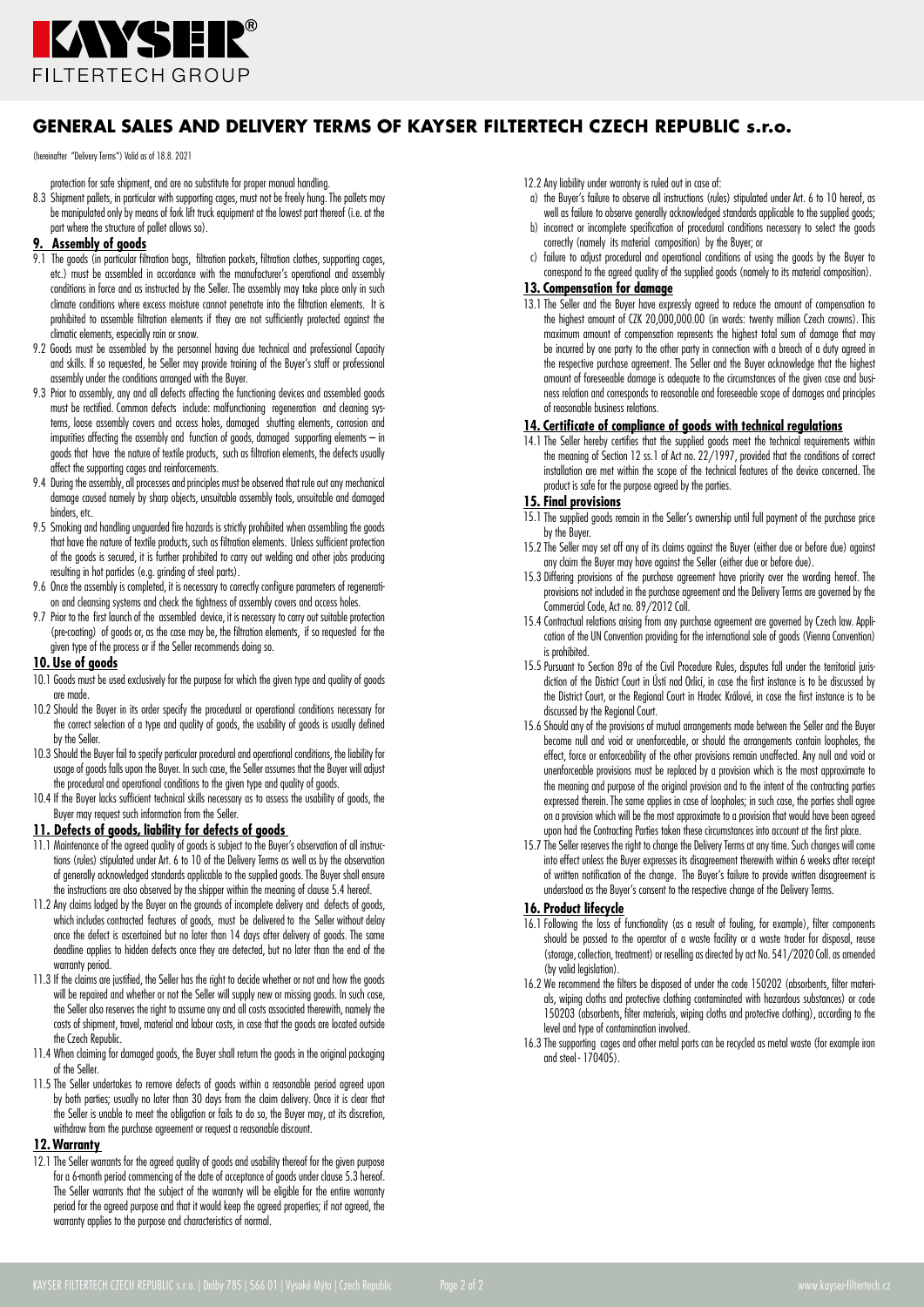# GENERAL SALES AND DELIVERY TERMS OF KAYSER FILTERTECH CZECH REPUBLIC s.r.o.

(hereinafter "Delivery Terms") Valid as of 18.8. 2021

protection for safe shipment, and are no substitute for proper manual handling.

8.3 Shipment pallets, in particular with supporting cages, must not be freely hung. The pallets may be manipulated only by means of fork lift truck equipment at the lowest part thereof (i.e. at the part where the structure of pallet allows so).

## 9. Assembly of goods

9.1 The goods (in particular filtration bags, filtration pockets, filtration clothes, supporting cages, etc.) must be assembled in accordance with the manufacturer's operational and assembly conditions in force and as instructed by the Seller. The assembly may take place only in such climate conditions where excess moisture cannot penetrate into the filtration elements. It is prohibited to assemble filtration elements if they are not sufficiently protected against the climatic elements, especially rain or snow.

9.2 Goods must be assembled by the personnel having due technical and professional Capacity and skills. If so requested, he Seller may provide training of the Buyer's staff or professional assembly under the conditions arranged with the Buyer.

9.3 Prior to assembly, any and all defects affecting the functioning devices and assembled goods must be rectified. Common defects include: malfunctioning regeneration and cleaning systems, loose assembly covers and access holes, damaged shutting elements, corrosion and impurities affecting the assembly and function of goods, damaged supporting elements – in goods that have the nature of textile products, such as filtration elements, the defects usually affect the supporting cages and reinforcements.

9.4 During the assembly, all processes and principles must be observed that rule out any mechanical damage caused namely by sharp objects, unsuitable assembly tools, unsuitable and damaged binders, etc.

9.5 Smoking and handling unguarded fire hazards is strictly prohibited when assembling the goods that have the nature of textile products, such as filtration elements. Unless sufficient protection of the goods is secured, it is further prohibited to carry out welding and other jobs producing resulting in hot particles (e.g. grinding of steel parts).

9.6 Once the assembly is completed, it is necessary to correctly configure parameters of regeneration and cleansing systems and check the tightness of assembly covers and access holes.

9.7 Prior to the first launch of the assembled device, it is necessary to carry out suitable protection (pre-coating) of goods or, as the case may be, the filtration elements, if so requested for the given type of the process or if the Seller recommends doing so.

## 10. Use of goods

10.1 Goods must be used exclusively for the purpose for which the given type and quality of goods are made.

10.2 Should the Buyer in its order specify the procedural or operational conditions necessary for the correct selection of a type and quality of goods, the usability of goods is usually defined by the Seller.

10.3 Should the Buyer fail to specify particular procedural and operational conditions, the liability for usage of goods falls upon the Buyer. In such case, the Seller assumes that the Buyer will adjust the procedural and operational conditions to the given type and quality of goods.

10.4 If the Buyer lacks sufficient technical skills necessary as to assess the usability of goods, the Buyer may request such information from the Seller.

## 11. Defects of goods, liability for defects of goods

11.1 Maintenance of the agreed quality of goods is subject to the Buyer's observation of all instructions (rules) stipulated under Art. 6 to 10 of the Delivery Terms as well as by the observation of generally acknowledged standards applicable to the supplied goods. The Buyer shall ensure the instructions are also observed by the shipper within the meaning of clause 5.4 hereof.

11.2 Any claims lodged by the Buyer on the grounds of incomplete delivery and defects of goods, which includes contracted features of goods, must be delivered to the Seller without delay once the defect is ascertained but no later than 14 days after delivery of goods. The same deadline applies to hidden defects once they are detected, but no later than the end of the warranty period.

11.3 If the claims are justified, the Seller has the right to decide whether or not and how the goods will be repaired and whether or not the Seller will supply new or missing goods. In such case, the Seller also reserves the right to assume any and all costs associated therewith, namely the costs of shipment, travel, material and labour costs, in case that the goods are located outside the Czech Republic.

11.4 When claiming for damaged goods, the Buyer shall return the goods in the original packaging of the Seller.

11.5 The Seller undertakes to remove defects of goods within a reasonable period agreed upon by both parties; usually no later than 30 days from the claim delivery. Once it is clear that the Seller is unable to meet the obligation or fails to do so, the Buyer may, at its discretion, withdraw from the purchase agreement or request a reasonable discount.

## 12. Warranty

12.1 The Seller warrants for the agreed quality of goods and usability thereof for the given purpose for a 6-month period commencing of the date of acceptance of goods under clause 5.3 hereof. The Seller warrants that the subject of the warranty will be eligible for the entire warranty period for the agreed purpose and that it would keep the agreed properties; if not agreed, the warranty applies to the purpose and characteristics of normal.

12.2 Any liability under warranty is ruled out in case of:

a) the Buyer's failure to observe all instructions (rules) stipulated under Art. 6 to 10 hereof, as well as failure to observe generally acknowledged standards applicable to the supplied goods;
b) incorrect or incomplete specification of procedural conditions necessary to select the goods correctly (namely its material composition) by the Buyer; or
c) failure to adjust procedural and operational conditions of using the goods by the Buyer to correspond to the agreed quality of the supplied goods (namely to its material composition).

## 13. Compensation for damage

13.1 The Seller and the Buyer have expressly agreed to reduce the amount of compensation to the highest amount of CZK 20,000,000.00 (in words: twenty million Czech crowns). This maximum amount of compensation represents the highest total sum of damage that may be incurred by one party to the other party in connection with a breach of a duty agreed in the respective purchase agreement. The Seller and the Buyer acknowledge that the highest amount of foreseeable damage is adequate to the circumstances of the given case and business relation and corresponds to reasonable and foreseeable scope of damages and principles of reasonable business relations.

## 14. Certificate of compliance of goods with technical regulations

14.1 The Seller hereby certifies that the supplied goods meet the technical requirements within the meaning of Section 12 ss.1 of Act no. 22/1997, provided that the conditions of correct installation are met within the scope of the technical features of the device concerned. The product is safe for the purpose agreed by the parties.

## 15. Final provisions

15.1 The supplied goods remain in the Seller's ownership until full payment of the purchase price by the Buyer.

15.2 The Seller may set off any of its claims against the Buyer (either due or before due) against any claim the Buyer may have against the Seller (either due or before due).

15.3 Differing provisions of the purchase agreement have priority over the wording hereof. The provisions not included in the purchase agreement and the Delivery Terms are governed by the Commercial Code, Act no. 89/2012 Coll.

15.4 Contractual relations arising from any purchase agreement are governed by Czech law. Application of the UN Convention providing for the international sale of goods (Vienna Convention) is prohibited.

15.5 Pursuant to Section 89a of the Civil Procedure Rules, disputes fall under the territorial jurisdiction of the District Court in Ústí nad Orlicí, in case the first instance is to be discussed by the District Court, or the Regional Court in Hradec Králové, in case the first instance is to be discussed by the Regional Court.

15.6 Should any of the provisions of mutual arrangements made between the Seller and the Buyer become null and void or unenforceable, or should the arrangements contain loopholes, the effect, force or enforceability of the other provisions remain unaffected. Any null and void or unenforceable provisions must be replaced by a provision which is the most approximate to the meaning and purpose of the original provision and to the intent of the contracting parties expressed therein. The same applies in case of loopholes; in such case, the parties shall agree on a provision which will be the most approximate to a provision that would have been agreed upon had the Contracting Parties taken these circumstances into account at the first place.

15.7 The Seller reserves the right to change the Delivery Terms at any time. Such changes will come into effect unless the Buyer expresses its disagreement therewith within 6 weeks after receipt of written notification of the change. The Buyer's failure to provide written disagreement is understood as the Buyer's consent to the respective change of the Delivery Terms.

## 16. Product lifecycle

16.1 Following the loss of functionality (as a result of fouling, for example), filter components should be passed to the operator of a waste facility or a waste trader for disposal, reuse (storage, collection, treatment) or reselling as directed by act No. 541/2020 Coll. as amended (by valid legislation).

16.2 We recommend the filters be disposed of under the code 150202 (absorbents, filter materials, wiping cloths and protective clothing contaminated with hazardous substances) or code 150203 (absorbents, filter materials, wiping cloths and protective clothing), according to the level and type of contamination involved.

16.3 The supporting cages and other metal parts can be recycled as metal waste (for example iron and steel - 170405).